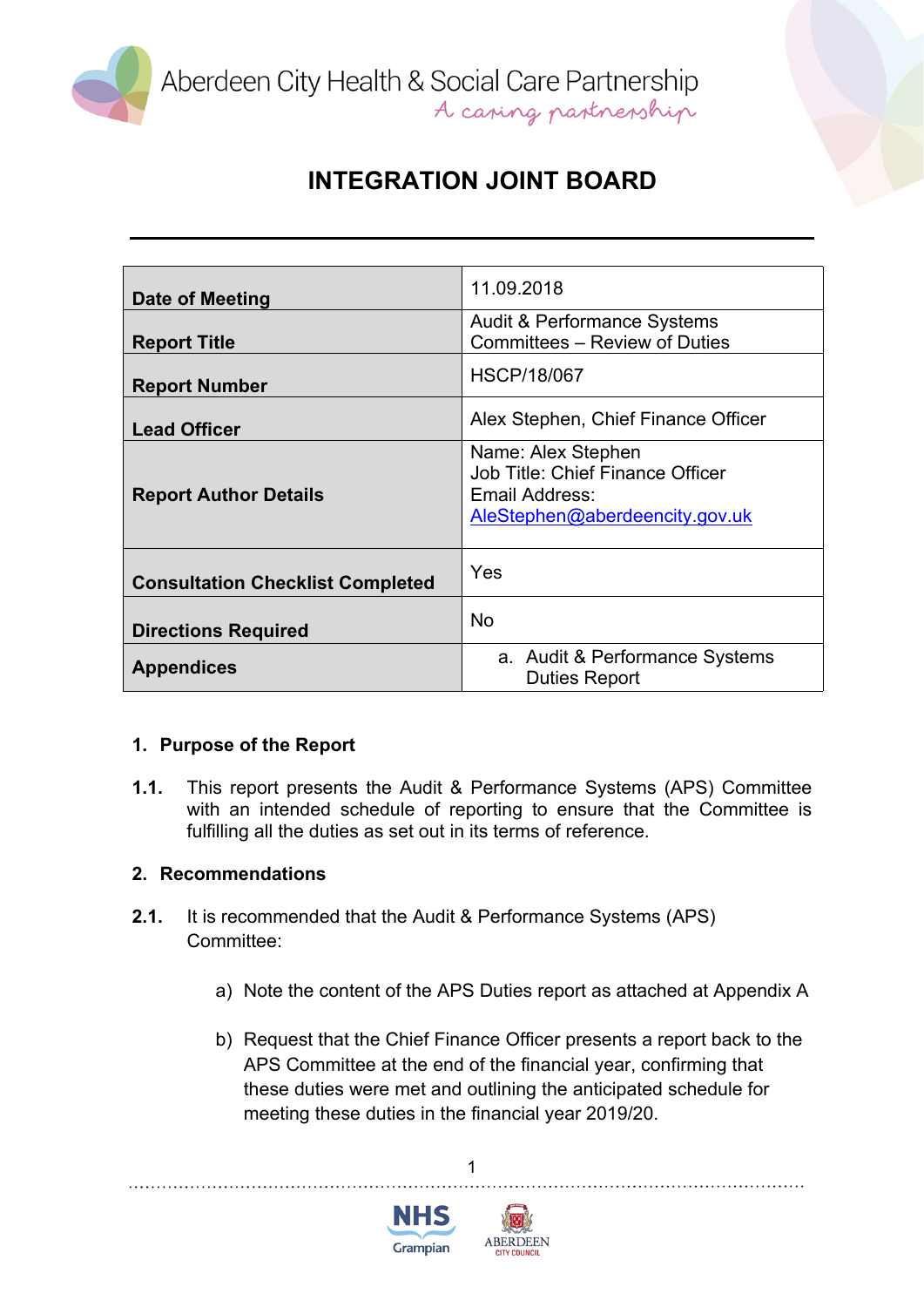Aberdeen City Health & Social Care Partnership
A caring partnership

# INTEGRATION JOINT BOARD

| | |
|---|---|
| **Date of Meeting** | 11.09.2018 |
| **Report Title** | Audit & Performance Systems Committees – Review of Duties |
| **Report Number** | HSCP/18/067 |
| **Lead Officer** | Alex Stephen, Chief Finance Officer |
| **Report Author Details** | Name: Alex Stephen<br>Job Title: Chief Finance Officer<br>Email Address: AleStephen@aberdeencity.gov.uk |
| **Consultation Checklist Completed** | Yes |
| **Directions Required** | No |
| **Appendices** | a. Audit & Performance Systems Duties Report |

## 1. Purpose of the Report

**1.1.** This report presents the Audit & Performance Systems (APS) Committee with an intended schedule of reporting to ensure that the Committee is fulfilling all the duties as set out in its terms of reference.

## 2. Recommendations

**2.1.** It is recommended that the Audit & Performance Systems (APS) Committee:

a) Note the content of the APS Duties report as attached at Appendix A

b) Request that the Chief Finance Officer presents a report back to the APS Committee at the end of the financial year, confirming that these duties were met and outlining the anticipated schedule for meeting these duties in the financial year 2019/20.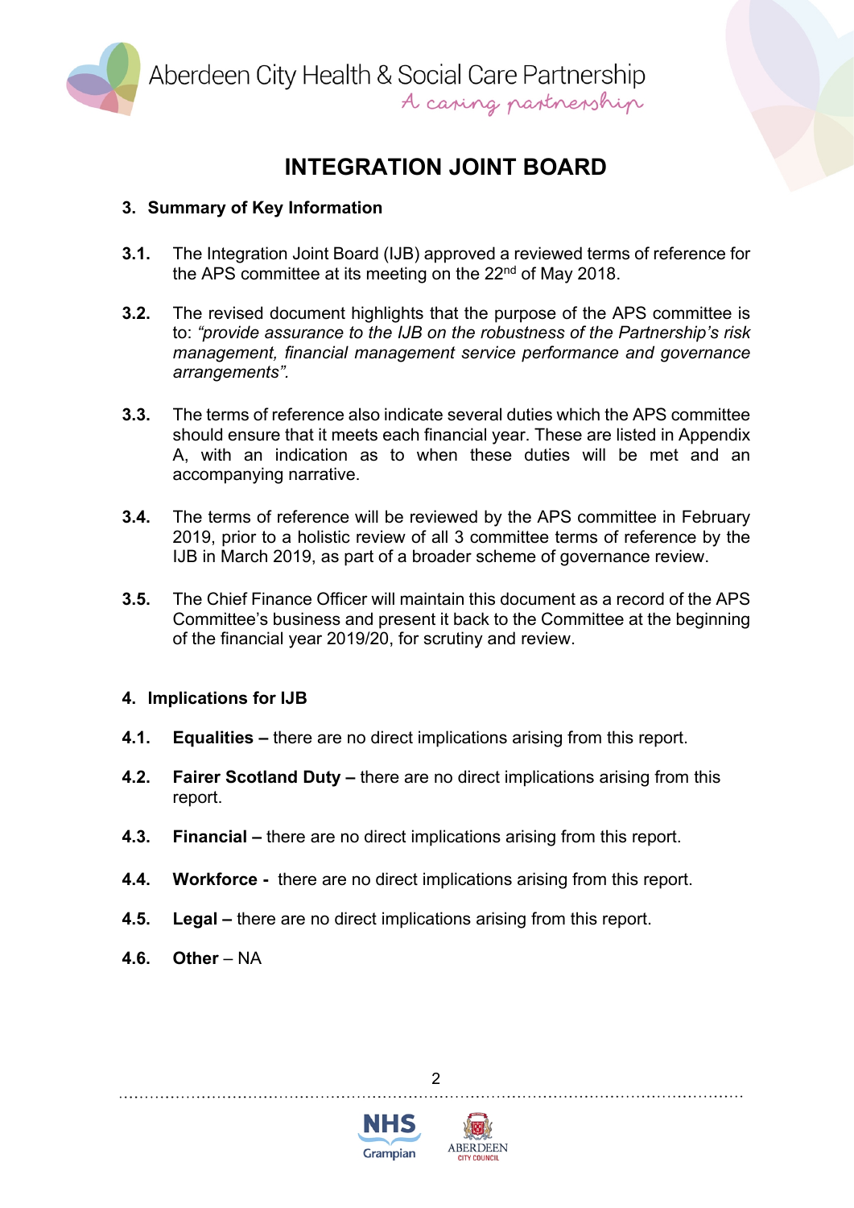# INTEGRATION JOINT BOARD

## 3. Summary of Key Information

**3.1.** The Integration Joint Board (IJB) approved a reviewed terms of reference for the APS committee at its meeting on the 22nd of May 2018.

**3.2.** The revised document highlights that the purpose of the APS committee is to: *"provide assurance to the IJB on the robustness of the Partnership's risk management, financial management service performance and governance arrangements".*

**3.3.** The terms of reference also indicate several duties which the APS committee should ensure that it meets each financial year. These are listed in Appendix A, with an indication as to when these duties will be met and an accompanying narrative.

**3.4.** The terms of reference will be reviewed by the APS committee in February 2019, prior to a holistic review of all 3 committee terms of reference by the IJB in March 2019, as part of a broader scheme of governance review.

**3.5.** The Chief Finance Officer will maintain this document as a record of the APS Committee's business and present it back to the Committee at the beginning of the financial year 2019/20, for scrutiny and review.

## 4. Implications for IJB

**4.1.** **Equalities –** there are no direct implications arising from this report.

**4.2.** **Fairer Scotland Duty –** there are no direct implications arising from this report.

**4.3.** **Financial –** there are no direct implications arising from this report.

**4.4.** **Workforce -** there are no direct implications arising from this report.

**4.5.** **Legal –** there are no direct implications arising from this report.

**4.6.** **Other** – NA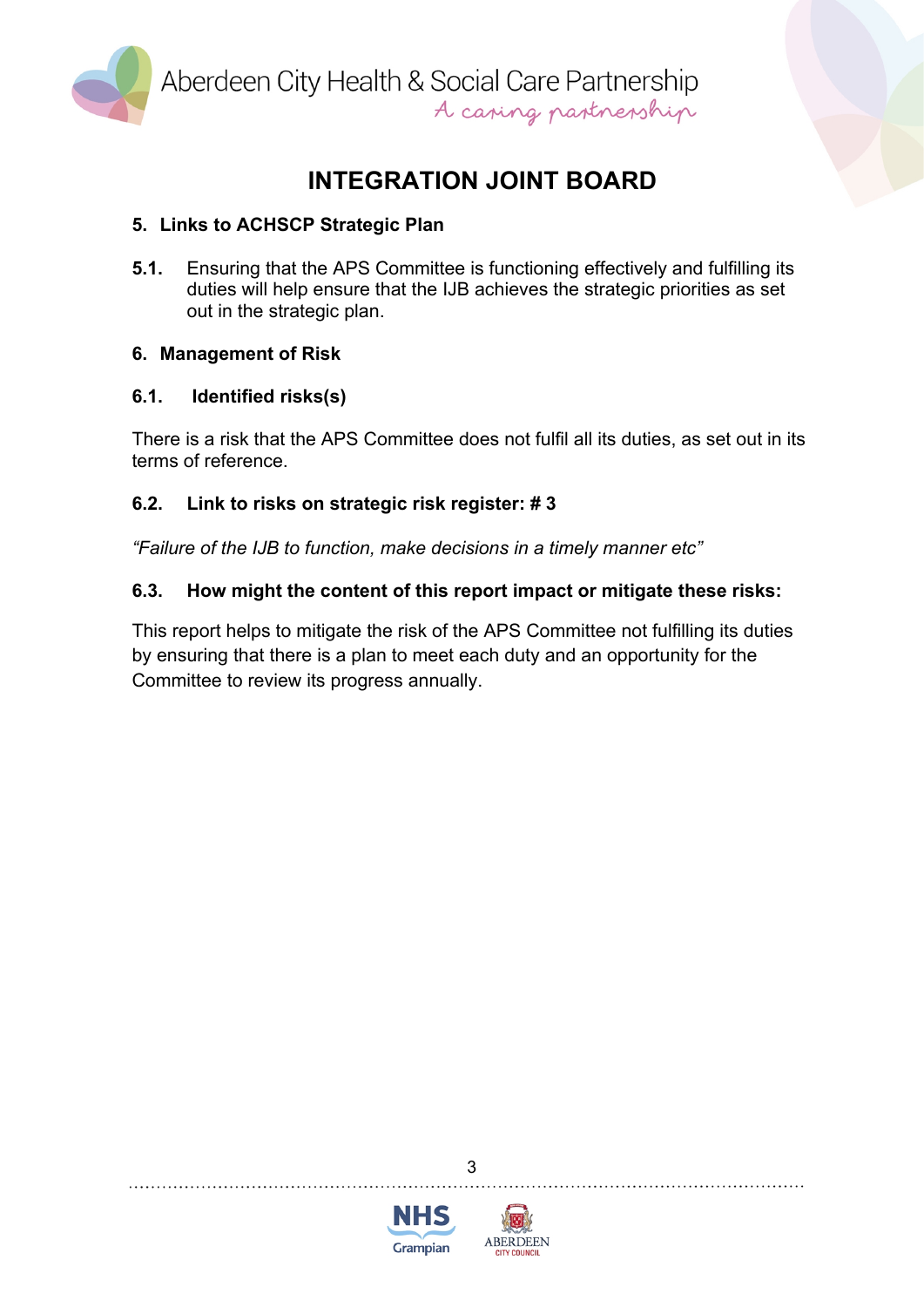# INTEGRATION JOINT BOARD

## 5. Links to ACHSCP Strategic Plan

**5.1.** Ensuring that the APS Committee is functioning effectively and fulfilling its duties will help ensure that the IJB achieves the strategic priorities as set out in the strategic plan.

## 6. Management of Risk

### 6.1. Identified risks(s)

There is a risk that the APS Committee does not fulfil all its duties, as set out in its terms of reference.

### 6.2. Link to risks on strategic risk register: # 3

*"Failure of the IJB to function, make decisions in a timely manner etc"*

### 6.3. How might the content of this report impact or mitigate these risks:

This report helps to mitigate the risk of the APS Committee not fulfilling its duties by ensuring that there is a plan to meet each duty and an opportunity for the Committee to review its progress annually.